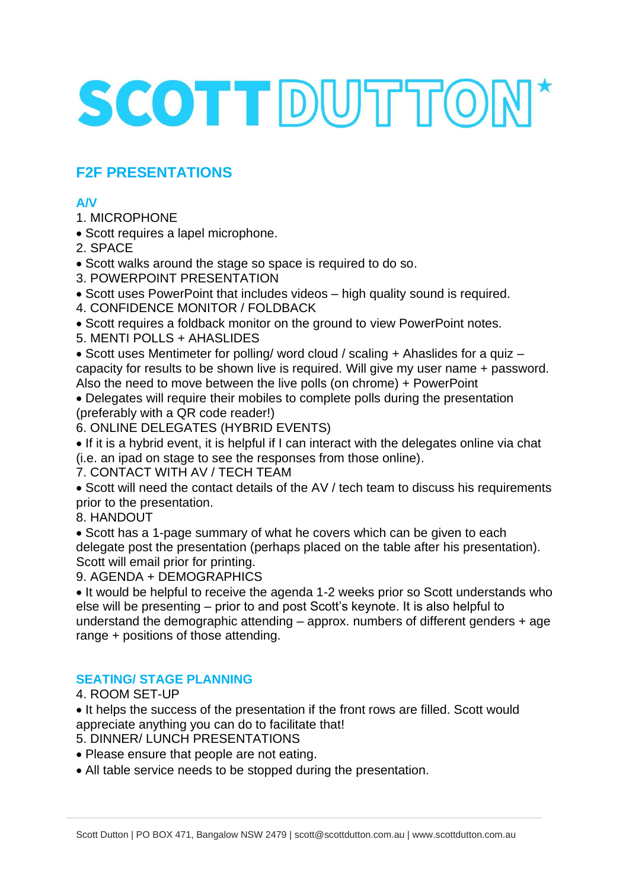# SCOTT DUTTON*

## F2F PRESENTATIONS

### A/V

1. MICROPHONE

- Scott requires a lapel microphone.

2. SPACE

- Scott walks around the stage so space is required to do so.

3. POWERPOINT PRESENTATION

- Scott uses PowerPoint that includes videos – high quality sound is required.

4. CONFIDENCE MONITOR / FOLDBACK

- Scott requires a foldback monitor on the ground to view PowerPoint notes.

5. MENTI POLLS + AHASLIDES

- Scott uses Mentimeter for polling/ word cloud / scaling + Ahaslides for a quiz – capacity for results to be shown live is required. Will give my user name + password. Also the need to move between the live polls (on chrome) + PowerPoint
- Delegates will require their mobiles to complete polls during the presentation (preferably with a QR code reader!)

6. ONLINE DELEGATES (HYBRID EVENTS)

- If it is a hybrid event, it is helpful if I can interact with the delegates online via chat (i.e. an ipad on stage to see the responses from those online).

7. CONTACT WITH AV / TECH TEAM

- Scott will need the contact details of the AV / tech team to discuss his requirements prior to the presentation.

8. HANDOUT

- Scott has a 1-page summary of what he covers which can be given to each delegate post the presentation (perhaps placed on the table after his presentation). Scott will email prior for printing.

9. AGENDA + DEMOGRAPHICS

- It would be helpful to receive the agenda 1-2 weeks prior so Scott understands who else will be presenting – prior to and post Scott's keynote. It is also helpful to understand the demographic attending – approx. numbers of different genders + age range + positions of those attending.

### SEATING/ STAGE PLANNING

4. ROOM SET-UP

- It helps the success of the presentation if the front rows are filled. Scott would appreciate anything you can do to facilitate that!

5. DINNER/ LUNCH PRESENTATIONS

- Please ensure that people are not eating.
- All table service needs to be stopped during the presentation.

Scott Dutton | PO BOX 471, Bangalow NSW 2479 | scott@scottdutton.com.au | www.scottdutton.com.au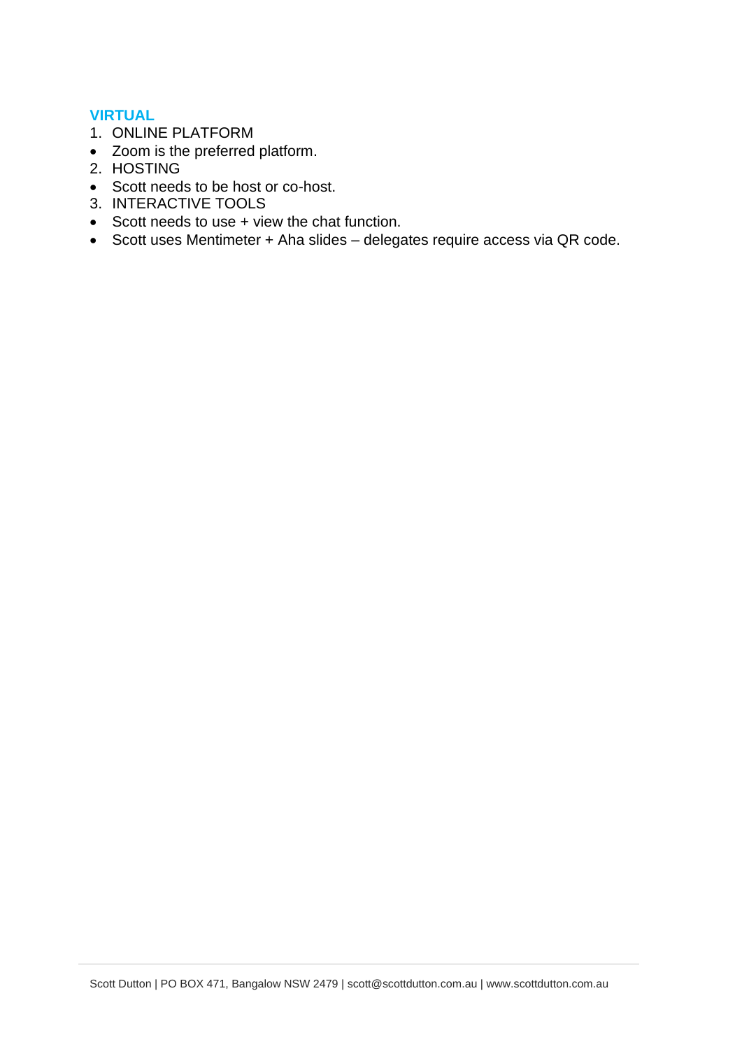**VIRTUAL**

1. ONLINE PLATFORM

- Zoom is the preferred platform.

2. HOSTING

- Scott needs to be host or co-host.

3. INTERACTIVE TOOLS

- Scott needs to use + view the chat function.
- Scott uses Mentimeter + Aha slides – delegates require access via QR code.